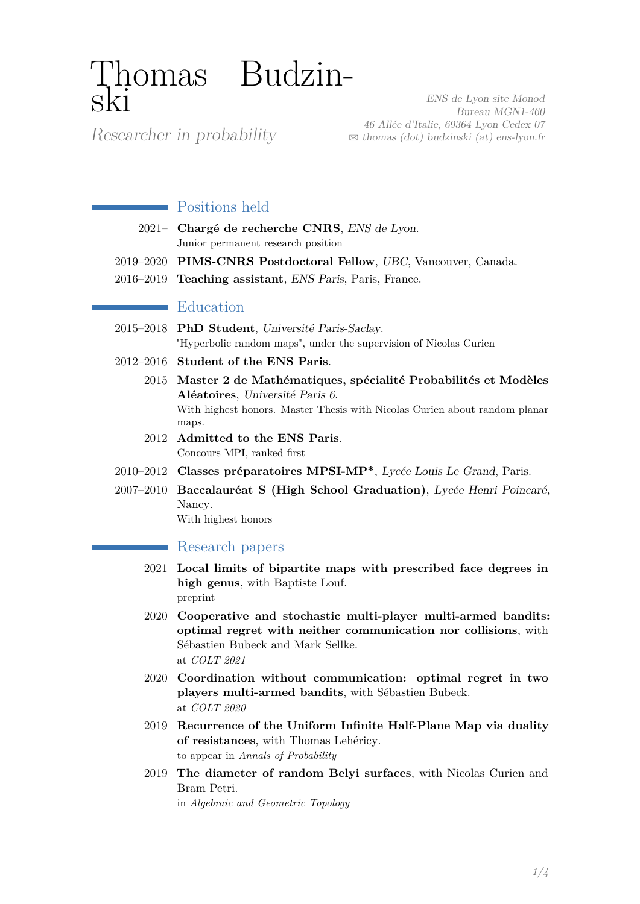# Thomas Budzinski

*Researcher in probability*

*ENS de Lyon site Monod*
*Bureau MGN1-460*
*46 Allée d'Italie, 69364 Lyon Cedex 07*
✉ *thomas (dot) budzinski (at) ens-lyon.fr*

## Positions held

- 2021– **Chargé de recherche CNRS**, *ENS de Lyon*.
  Junior permanent research position
- 2019–2020 **PIMS-CNRS Postdoctoral Fellow**, *UBC*, Vancouver, Canada.
- 2016–2019 **Teaching assistant**, *ENS Paris*, Paris, France.

## Education

- 2015–2018 **PhD Student**, *Université Paris-Saclay*.
  "Hyperbolic random maps", under the supervision of Nicolas Curien
- 2012–2016 **Student of the ENS Paris**.
- 2015 **Master 2 de Mathématiques, spécialité Probabilités et Modèles Aléatoires**, *Université Paris 6*.
  With highest honors. Master Thesis with Nicolas Curien about random planar maps.
- 2012 **Admitted to the ENS Paris**.
  Concours MPI, ranked first
- 2010–2012 **Classes préparatoires MPSI-MP***, *Lycée Louis Le Grand*, Paris.
- 2007–2010 **Baccalauréat S (High School Graduation)**, *Lycée Henri Poincaré*, Nancy.
  With highest honors

## Research papers

- 2021 **Local limits of bipartite maps with prescribed face degrees in high genus**, with Baptiste Louf.
  preprint
- 2020 **Cooperative and stochastic multi-player multi-armed bandits: optimal regret with neither communication nor collisions**, with Sébastien Bubeck and Mark Sellke.
  at *COLT 2021*
- 2020 **Coordination without communication: optimal regret in two players multi-armed bandits**, with Sébastien Bubeck.
  at *COLT 2020*
- 2019 **Recurrence of the Uniform Infinite Half-Plane Map via duality of resistances**, with Thomas Lehéricy.
  to appear in *Annals of Probability*
- 2019 **The diameter of random Belyi surfaces**, with Nicolas Curien and Bram Petri.
  in *Algebraic and Geometric Topology*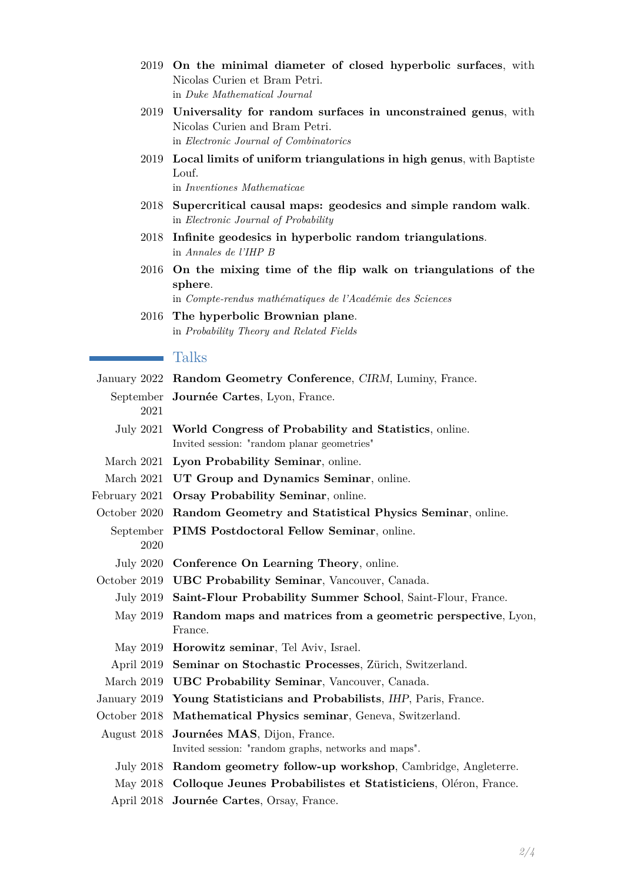- 2019 **On the minimal diameter of closed hyperbolic surfaces**, with Nicolas Curien et Bram Petri.
  in *Duke Mathematical Journal*
- 2019 **Universality for random surfaces in unconstrained genus**, with Nicolas Curien and Bram Petri.
  in *Electronic Journal of Combinatorics*
- 2019 **Local limits of uniform triangulations in high genus**, with Baptiste Louf.
  in *Inventiones Mathematicae*
- 2018 **Supercritical causal maps: geodesics and simple random walk**.
  in *Electronic Journal of Probability*
- 2018 **Infinite geodesics in hyperbolic random triangulations**.
  in *Annales de l'IHP B*
- 2016 **On the mixing time of the flip walk on triangulations of the sphere**.
  in *Compte-rendus mathématiques de l'Académie des Sciences*
- 2016 **The hyperbolic Brownian plane**.
  in *Probability Theory and Related Fields*

## Talks

- January 2022 **Random Geometry Conference**, *CIRM*, Luminy, France.
- September 2021 **Journée Cartes**, Lyon, France.
- July 2021 **World Congress of Probability and Statistics**, online.
  Invited session: "random planar geometries"
- March 2021 **Lyon Probability Seminar**, online.
- March 2021 **UT Group and Dynamics Seminar**, online.
- February 2021 **Orsay Probability Seminar**, online.
- October 2020 **Random Geometry and Statistical Physics Seminar**, online.
- September 2020 **PIMS Postdoctoral Fellow Seminar**, online.
- July 2020 **Conference On Learning Theory**, online.
- October 2019 **UBC Probability Seminar**, Vancouver, Canada.
- July 2019 **Saint-Flour Probability Summer School**, Saint-Flour, France.
- May 2019 **Random maps and matrices from a geometric perspective**, Lyon, France.
- May 2019 **Horowitz seminar**, Tel Aviv, Israel.
- April 2019 **Seminar on Stochastic Processes**, Zürich, Switzerland.
- March 2019 **UBC Probability Seminar**, Vancouver, Canada.
- January 2019 **Young Statisticians and Probabilists**, *IHP*, Paris, France.
- October 2018 **Mathematical Physics seminar**, Geneva, Switzerland.
- August 2018 **Journées MAS**, Dijon, France.
  Invited session: "random graphs, networks and maps".
- July 2018 **Random geometry follow-up workshop**, Cambridge, Angleterre.
- May 2018 **Colloque Jeunes Probabilistes et Statisticiens**, Oléron, France.
- April 2018 **Journée Cartes**, Orsay, France.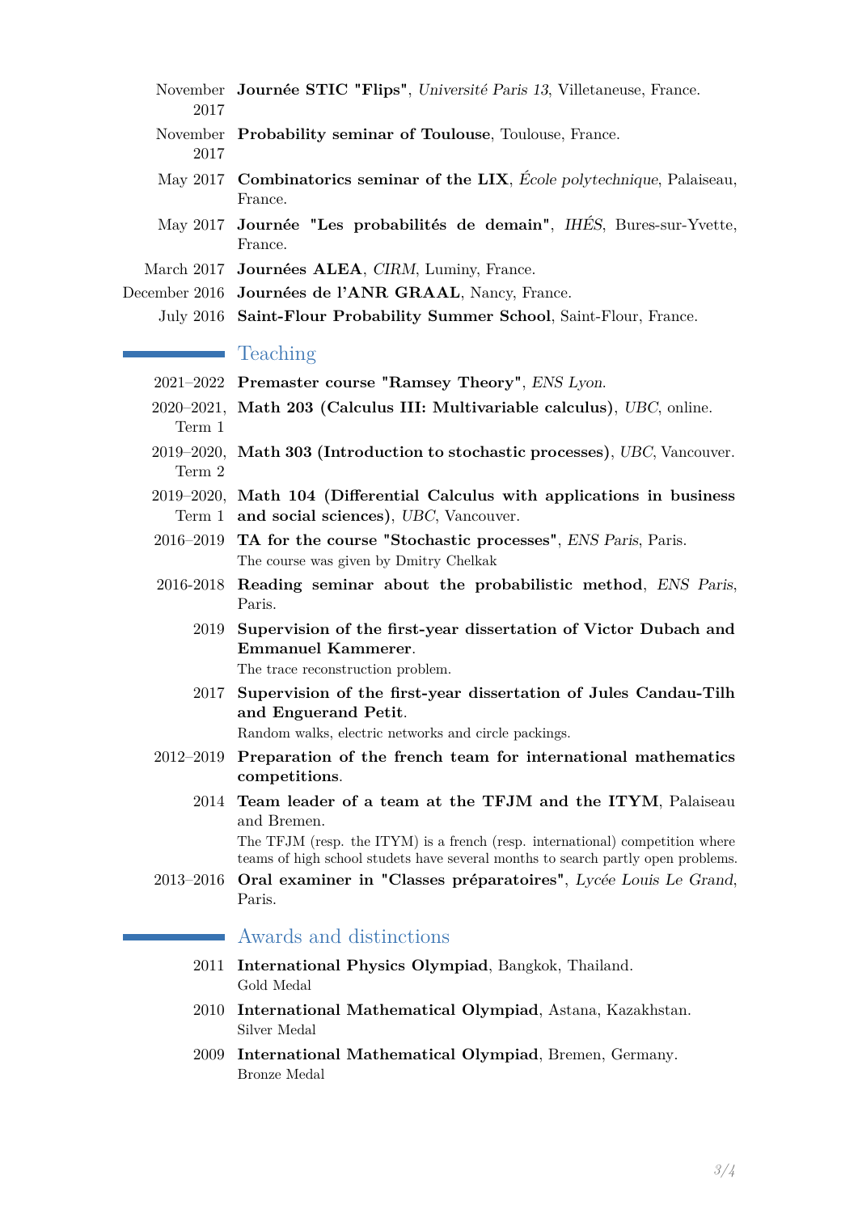November 2017 **Journée STIC "Flips"**, *Université Paris 13*, Villetaneuse, France.

November 2017 **Probability seminar of Toulouse**, Toulouse, France.

May 2017 **Combinatorics seminar of the LIX**, *École polytechnique*, Palaiseau, France.

May 2017 **Journée "Les probabilités de demain"**, *IHÉS*, Bures-sur-Yvette, France.

March 2017 **Journées ALEA**, *CIRM*, Luminy, France.

December 2016 **Journées de l'ANR GRAAL**, Nancy, France.

July 2016 **Saint-Flour Probability Summer School**, Saint-Flour, France.

## Teaching

2021–2022 **Premaster course "Ramsey Theory"**, *ENS Lyon*.

2020–2021, Term 1 **Math 203 (Calculus III: Multivariable calculus)**, *UBC*, online.

2019–2020, Term 2 **Math 303 (Introduction to stochastic processes)**, *UBC*, Vancouver.

2019–2020, Term 1 **Math 104 (Differential Calculus with applications in business and social sciences)**, *UBC*, Vancouver.

2016–2019 **TA for the course "Stochastic processes"**, *ENS Paris*, Paris.
The course was given by Dmitry Chelkak

2016-2018 **Reading seminar about the probabilistic method**, *ENS Paris*, Paris.

2019 **Supervision of the first-year dissertation of Victor Dubach and Emmanuel Kammerer**.
The trace reconstruction problem.

2017 **Supervision of the first-year dissertation of Jules Candau-Tilh and Enguerand Petit**.
Random walks, electric networks and circle packings.

2012–2019 **Preparation of the french team for international mathematics competitions**.

2014 **Team leader of a team at the TFJM and the ITYM**, Palaiseau and Bremen.
The TFJM (resp. the ITYM) is a french (resp. international) competition where teams of high school studets have several months to search partly open problems.

2013–2016 **Oral examiner in "Classes préparatoires"**, *Lycée Louis Le Grand*, Paris.

## Awards and distinctions

2011 **International Physics Olympiad**, Bangkok, Thailand.
Gold Medal

2010 **International Mathematical Olympiad**, Astana, Kazakhstan.
Silver Medal

2009 **International Mathematical Olympiad**, Bremen, Germany.
Bronze Medal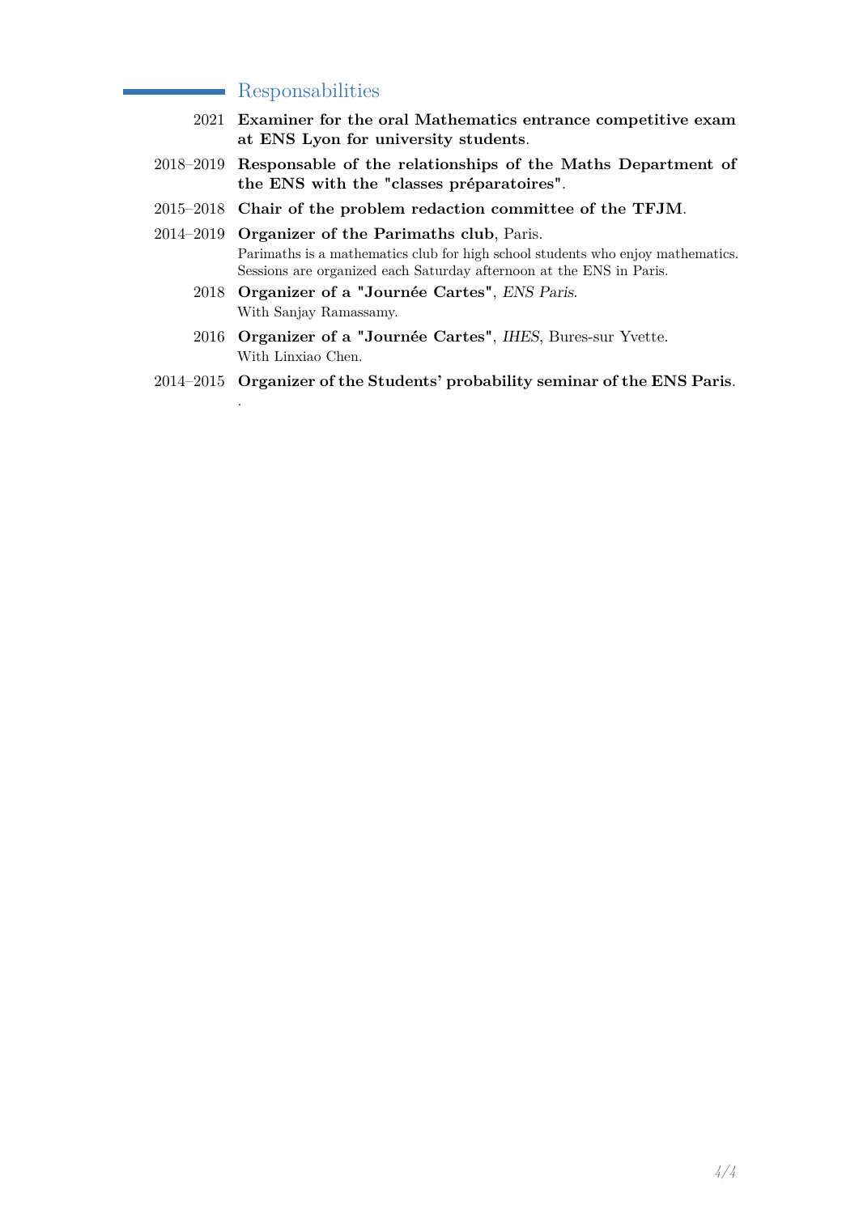## Responsabilities

2021 **Examiner for the oral Mathematics entrance competitive exam at ENS Lyon for university students**.

2018–2019 **Responsable of the relationships of the Maths Department of the ENS with the "classes préparatoires"**.

2015–2018 **Chair of the problem redaction committee of the TFJM**.

2014–2019 **Organizer of the Parimaths club**, Paris.
Parimaths is a mathematics club for high school students who enjoy mathematics. Sessions are organized each Saturday afternoon at the ENS in Paris.

2018 **Organizer of a "Journée Cartes"**, *ENS Paris*.
With Sanjay Ramassamy.

2016 **Organizer of a "Journée Cartes"**, *IHES*, Bures-sur Yvette.
With Linxiao Chen.

2014–2015 **Organizer of the Students' probability seminar of the ENS Paris**.
.